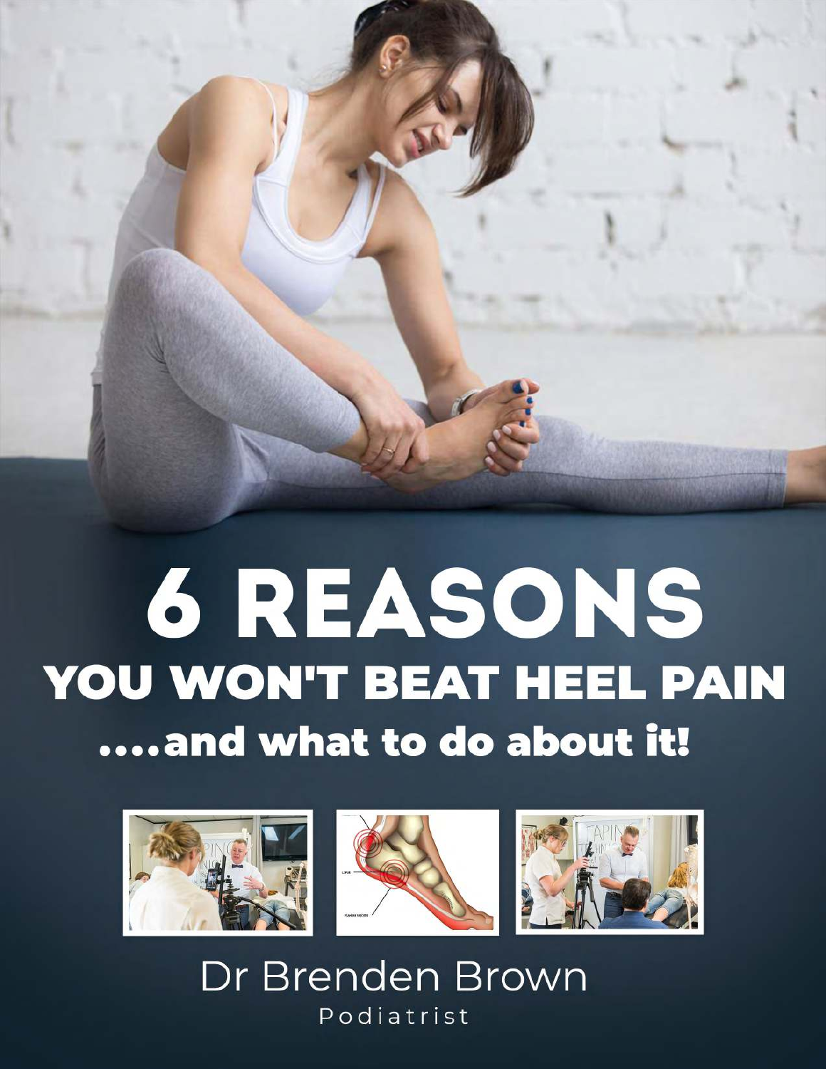# 6 REASONS

## YOU WON'T BEAT HEEL PAIN

### ....and what to do about it!

Dr Brenden Brown

Podiatrist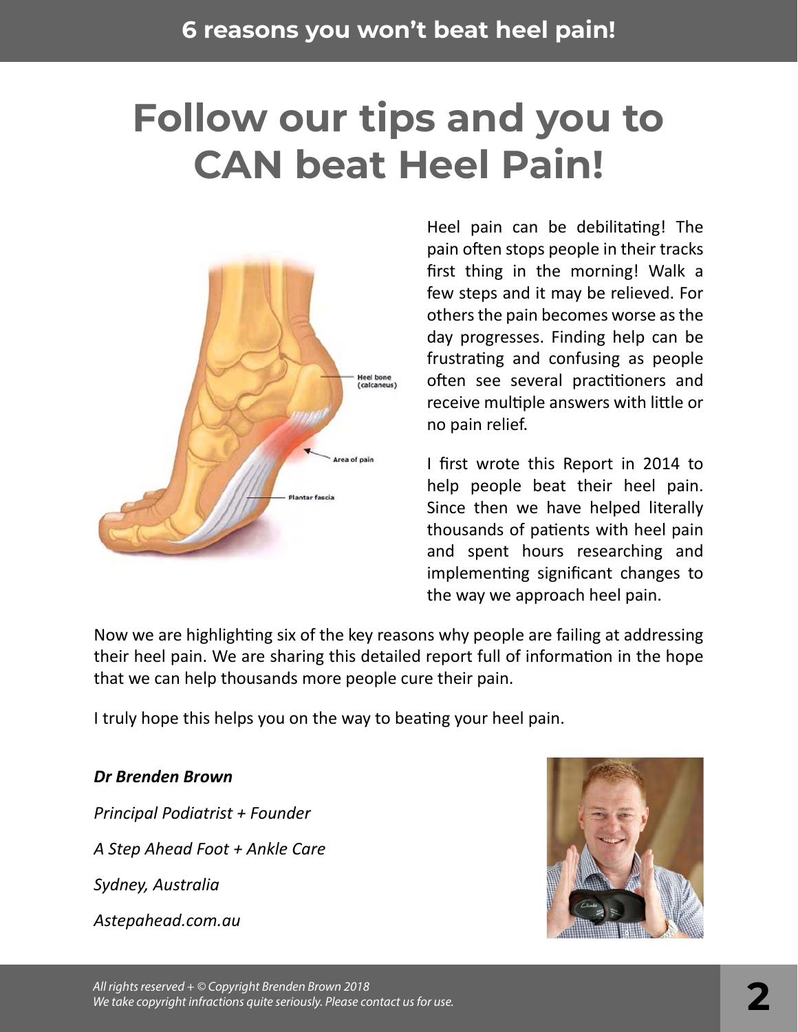# Follow our tips and you to CAN beat Heel Pain!

Heel bone (calcaneus)

Area of pain

Plantar fascia

Heel pain can be debilitating! The pain often stops people in their tracks first thing in the morning! Walk a few steps and it may be relieved. For others the pain becomes worse as the day progresses. Finding help can be frustrating and confusing as people often see several practitioners and receive multiple answers with little or no pain relief.

I first wrote this Report in 2014 to help people beat their heel pain. Since then we have helped literally thousands of patients with heel pain and spent hours researching and implementing significant changes to the way we approach heel pain.

Now we are highlighting six of the key reasons why people are failing at addressing their heel pain. We are sharing this detailed report full of information in the hope that we can help thousands more people cure their pain.

I truly hope this helps you on the way to beating your heel pain.

***Dr Brenden Brown***

*Principal Podiatrist + Founder*

*A Step Ahead Foot + Ankle Care*

*Sydney, Australia*

*Astepahead.com.au*

*All rights reserved + © Copyright Brenden Brown 2018*
*We take copyright infractions quite seriously. Please contact us for use.*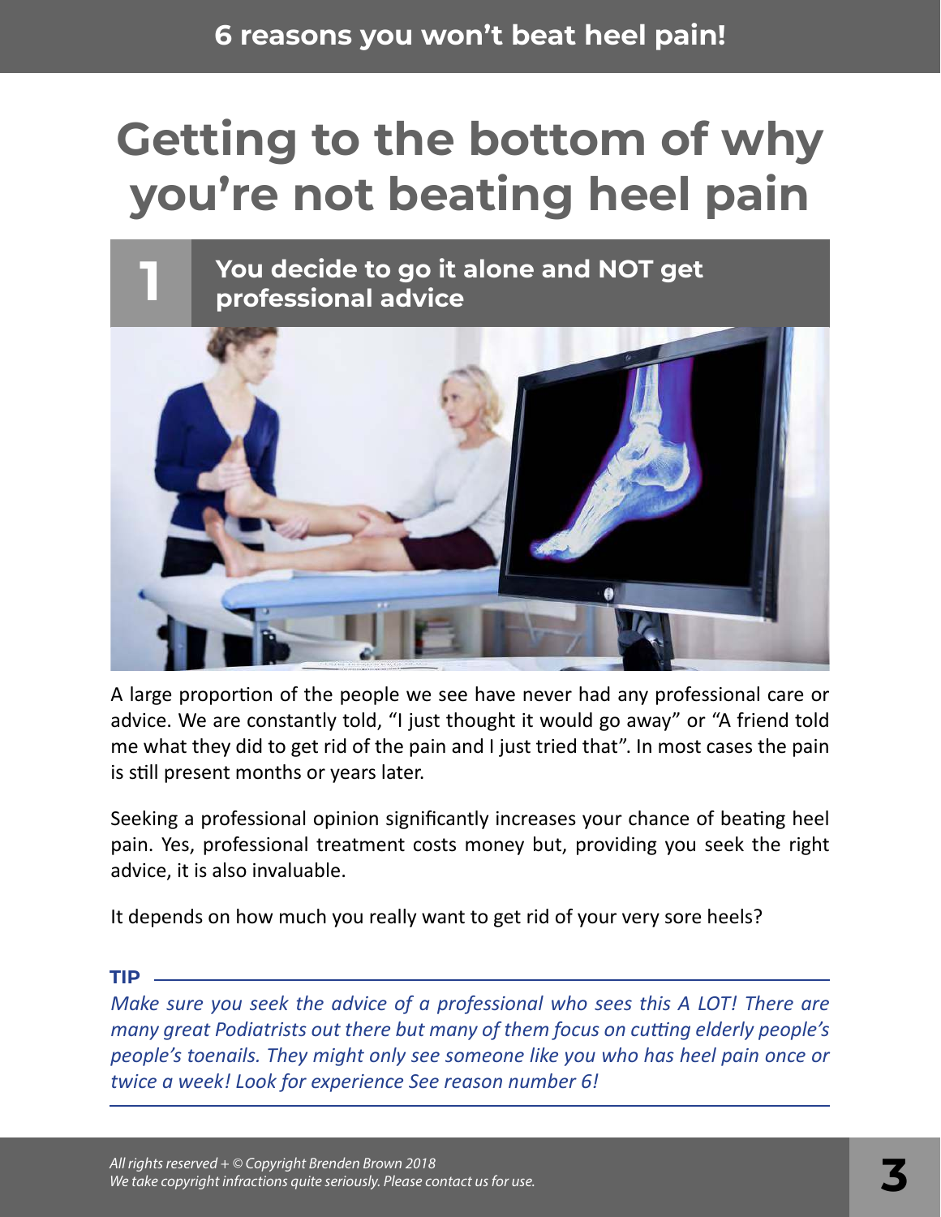# Getting to the bottom of why you're not beating heel pain

## 1 You decide to go it alone and NOT get professional advice

A large proportion of the people we see have never had any professional care or advice. We are constantly told, "I just thought it would go away" or "A friend told me what they did to get rid of the pain and I just tried that". In most cases the pain is still present months or years later.

Seeking a professional opinion significantly increases your chance of beating heel pain. Yes, professional treatment costs money but, providing you seek the right advice, it is also invaluable.

It depends on how much you really want to get rid of your very sore heels?

**TIP**

*Make sure you seek the advice of a professional who sees this A LOT! There are many great Podiatrists out there but many of them focus on cutting elderly people's people's toenails. They might only see someone like you who has heel pain once or twice a week! Look for experience See reason number 6!*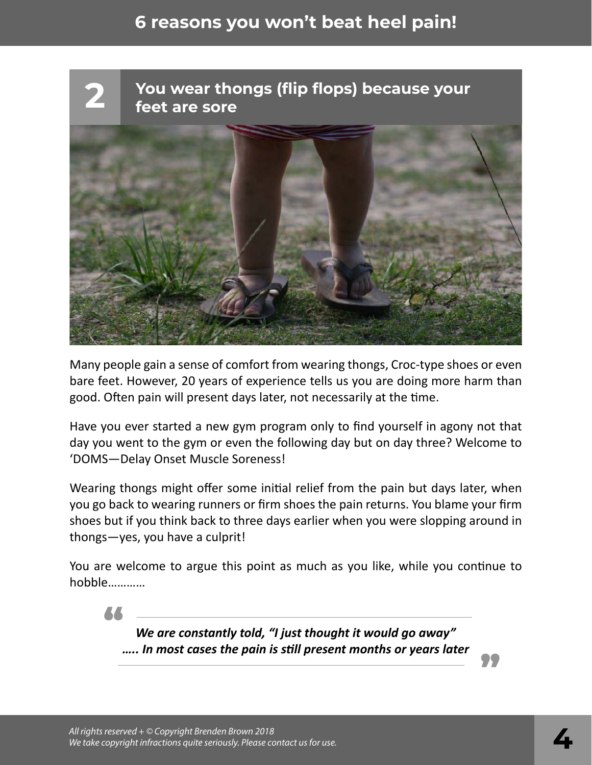## 2 You wear thongs (flip flops) because your feet are sore

Many people gain a sense of comfort from wearing thongs, Croc-type shoes or even bare feet. However, 20 years of experience tells us you are doing more harm than good. Often pain will present days later, not necessarily at the time.

Have you ever started a new gym program only to find yourself in agony not that day you went to the gym or even the following day but on day three? Welcome to 'DOMS—Delay Onset Muscle Soreness!

Wearing thongs might offer some initial relief from the pain but days later, when you go back to wearing runners or firm shoes the pain returns. You blame your firm shoes but if you think back to three days earlier when you were slopping around in thongs—yes, you have a culprit!

You are welcome to argue this point as much as you like, while you continue to hobble…………

> ***We are constantly told, "I just thought it would go away" ….. In most cases the pain is still present months or years later***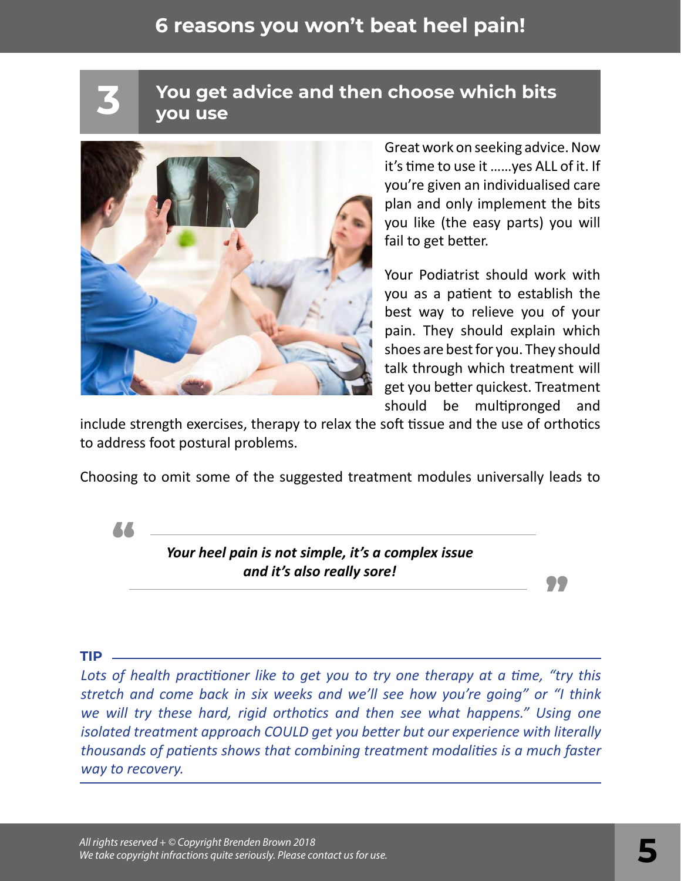## 3 You get advice and then choose which bits you use

Great work on seeking advice. Now it's time to use it ......yes ALL of it. If you're given an individualised care plan and only implement the bits you like (the easy parts) you will fail to get better.

Your Podiatrist should work with you as a patient to establish the best way to relieve you of your pain. They should explain which shoes are best for you. They should talk through which treatment will get you better quickest. Treatment should be multipronged and include strength exercises, therapy to relax the soft tissue and the use of orthotics to address foot postural problems.

Choosing to omit some of the suggested treatment modules universally leads to

> ***Your heel pain is not simple, it's a complex issue and it's also really sore!***

**TIP**

*Lots of health practitioner like to get you to try one therapy at a time, "try this stretch and come back in six weeks and we'll see how you're going" or "I think we will try these hard, rigid orthotics and then see what happens." Using one isolated treatment approach COULD get you better but our experience with literally thousands of patients shows that combining treatment modalities is a much faster way to recovery.*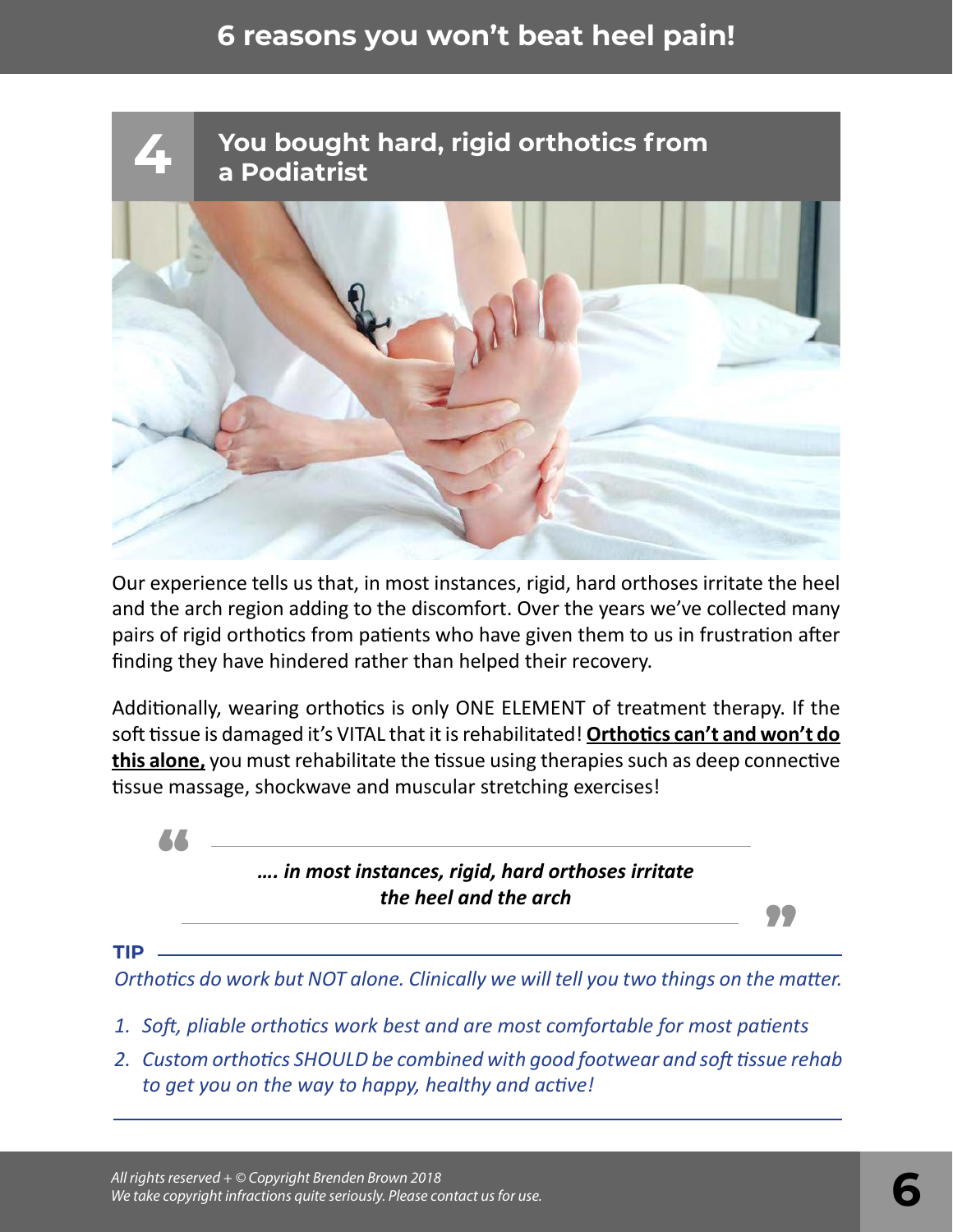## 4 You bought hard, rigid orthotics from a Podiatrist

Our experience tells us that, in most instances, rigid, hard orthoses irritate the heel and the arch region adding to the discomfort. Over the years we've collected many pairs of rigid orthotics from patients who have given them to us in frustration after finding they have hindered rather than helped their recovery.

Additionally, wearing orthotics is only ONE ELEMENT of treatment therapy. If the soft tissue is damaged it's VITAL that it is rehabilitated! **Orthotics can't and won't do this alone,** you must rehabilitate the tissue using therapies such as deep connective tissue massage, shockwave and muscular stretching exercises!

> ***…. in most instances, rigid, hard orthoses irritate the heel and the arch***

**TIP**

*Orthotics do work but NOT alone. Clinically we will tell you two things on the matter.*

1. *Soft, pliable orthotics work best and are most comfortable for most patients*
2. *Custom orthotics SHOULD be combined with good footwear and soft tissue rehab to get you on the way to happy, healthy and active!*

*All rights reserved + © Copyright Brenden Brown 2018*
*We take copyright infractions quite seriously. Please contact us for use.*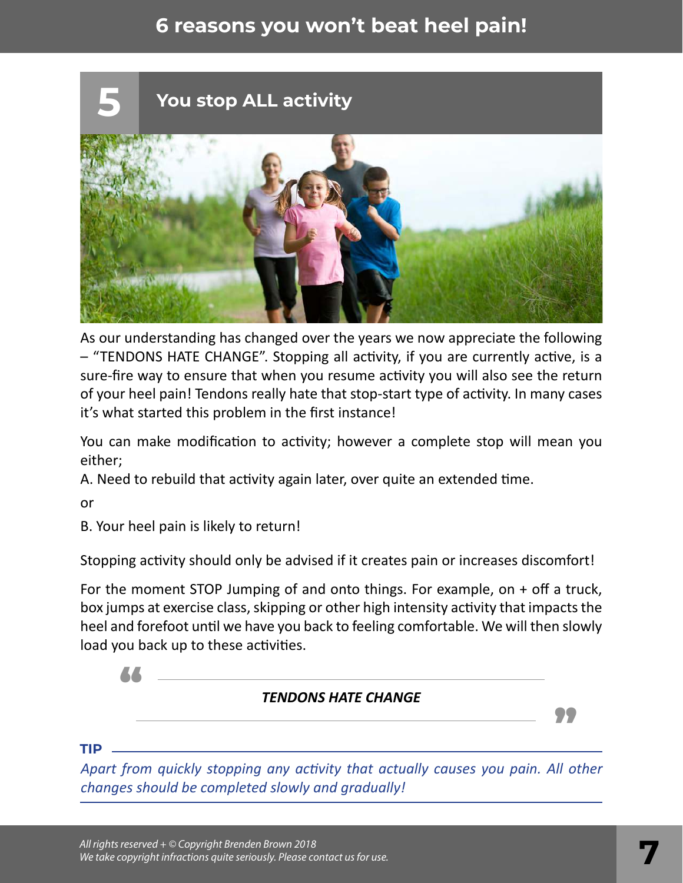## 5 You stop ALL activity

As our understanding has changed over the years we now appreciate the following – "TENDONS HATE CHANGE". Stopping all activity, if you are currently active, is a sure-fire way to ensure that when you resume activity you will also see the return of your heel pain! Tendons really hate that stop-start type of activity. In many cases it's what started this problem in the first instance!

You can make modification to activity; however a complete stop will mean you either;

A. Need to rebuild that activity again later, over quite an extended time.

or

B. Your heel pain is likely to return!

Stopping activity should only be advised if it creates pain or increases discomfort!

For the moment STOP Jumping of and onto things. For example, on + off a truck, box jumps at exercise class, skipping or other high intensity activity that impacts the heel and forefoot until we have you back to feeling comfortable. We will then slowly load you back up to these activities.

> ***TENDONS HATE CHANGE***

**TIP**

*Apart from quickly stopping any activity that actually causes you pain. All other changes should be completed slowly and gradually!*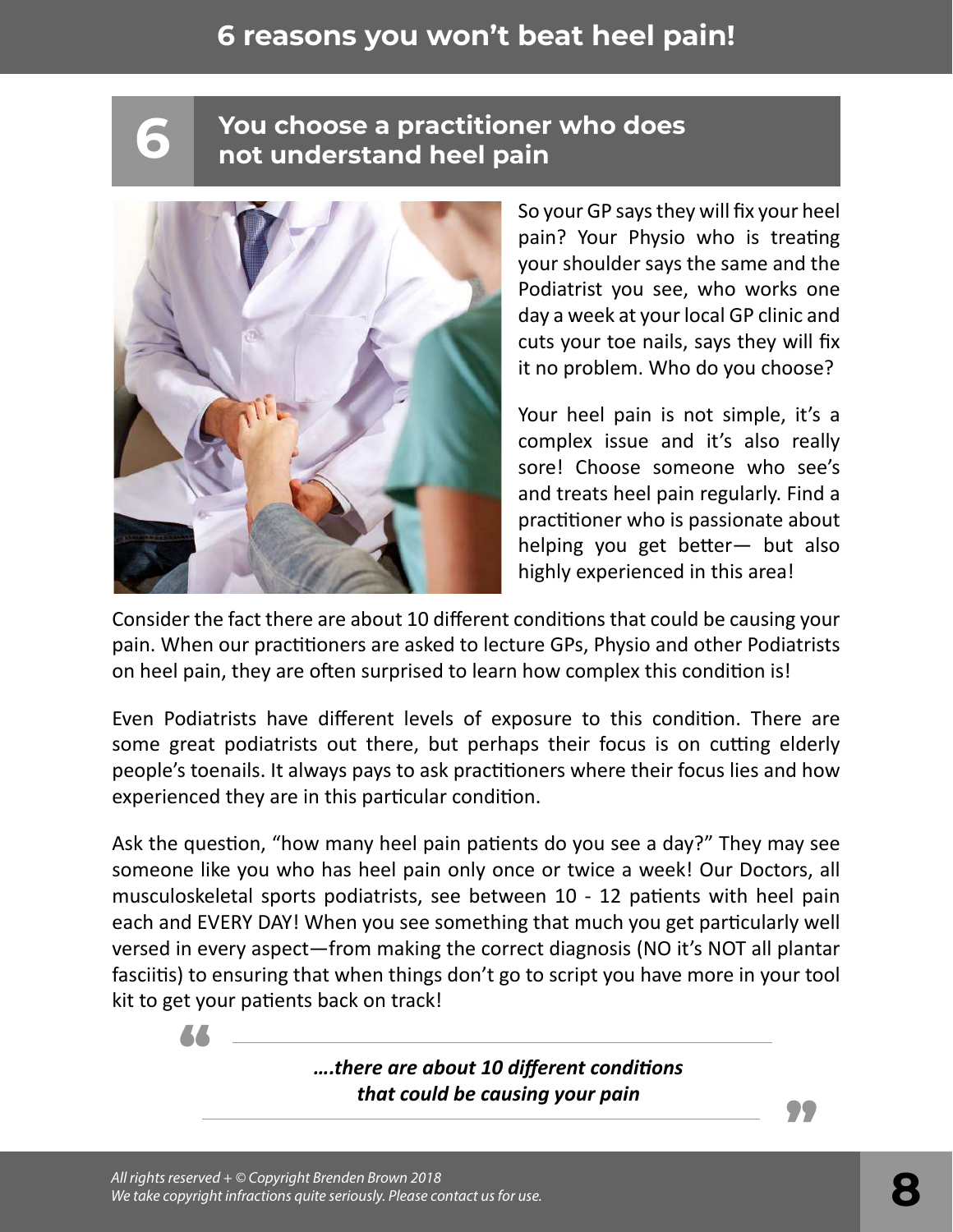## 6 You choose a practitioner who does not understand heel pain

So your GP says they will fix your heel pain? Your Physio who is treating your shoulder says the same and the Podiatrist you see, who works one day a week at your local GP clinic and cuts your toe nails, says they will fix it no problem. Who do you choose?

Your heel pain is not simple, it's a complex issue and it's also really sore! Choose someone who see's and treats heel pain regularly. Find a practitioner who is passionate about helping you get better— but also highly experienced in this area!

Consider the fact there are about 10 different conditions that could be causing your pain. When our practitioners are asked to lecture GPs, Physio and other Podiatrists on heel pain, they are often surprised to learn how complex this condition is!

Even Podiatrists have different levels of exposure to this condition. There are some great podiatrists out there, but perhaps their focus is on cutting elderly people's toenails. It always pays to ask practitioners where their focus lies and how experienced they are in this particular condition.

Ask the question, "how many heel pain patients do you see a day?" They may see someone like you who has heel pain only once or twice a week! Our Doctors, all musculoskeletal sports podiatrists, see between 10 - 12 patients with heel pain each and EVERY DAY! When you see something that much you get particularly well versed in every aspect—from making the correct diagnosis (NO it's NOT all plantar fasciitis) to ensuring that when things don't go to script you have more in your tool kit to get your patients back on track!

> ***….there are about 10 different conditions that could be causing your pain***

*All rights reserved + © Copyright Brenden Brown 2018*
*We take copyright infractions quite seriously. Please contact us for use.*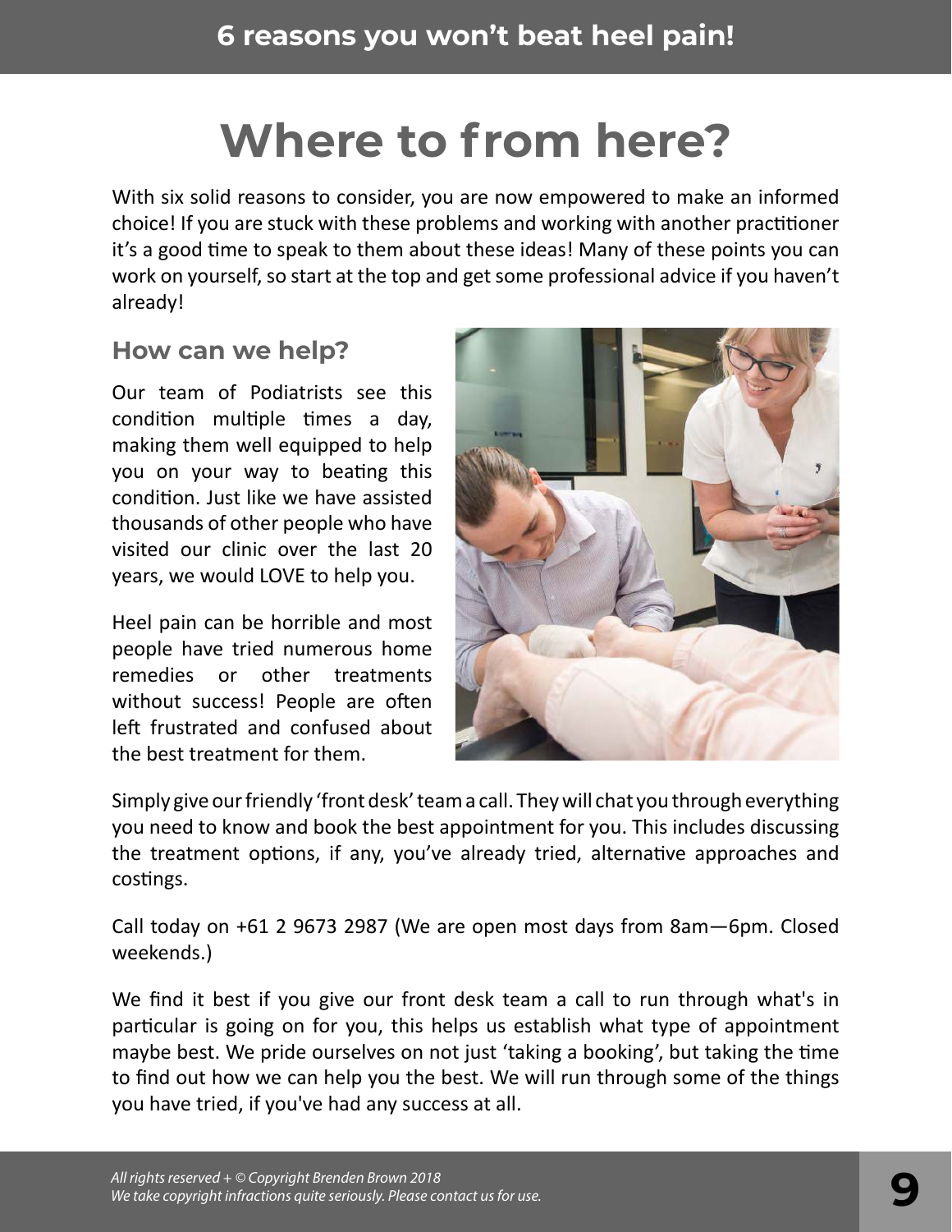# Where to from here?

With six solid reasons to consider, you are now empowered to make an informed choice! If you are stuck with these problems and working with another practitioner it's a good time to speak to them about these ideas! Many of these points you can work on yourself, so start at the top and get some professional advice if you haven't already!

## How can we help?

Our team of Podiatrists see this condition multiple times a day, making them well equipped to help you on your way to beating this condition. Just like we have assisted thousands of other people who have visited our clinic over the last 20 years, we would LOVE to help you.

Heel pain can be horrible and most people have tried numerous home remedies or other treatments without success! People are often left frustrated and confused about the best treatment for them.

Simply give our friendly 'front desk' team a call. They will chat you through everything you need to know and book the best appointment for you. This includes discussing the treatment options, if any, you've already tried, alternative approaches and costings.

Call today on +61 2 9673 2987 (We are open most days from 8am—6pm. Closed weekends.)

We find it best if you give our front desk team a call to run through what's in particular is going on for you, this helps us establish what type of appointment maybe best. We pride ourselves on not just 'taking a booking', but taking the time to find out how we can help you the best. We will run through some of the things you have tried, if you've had any success at all.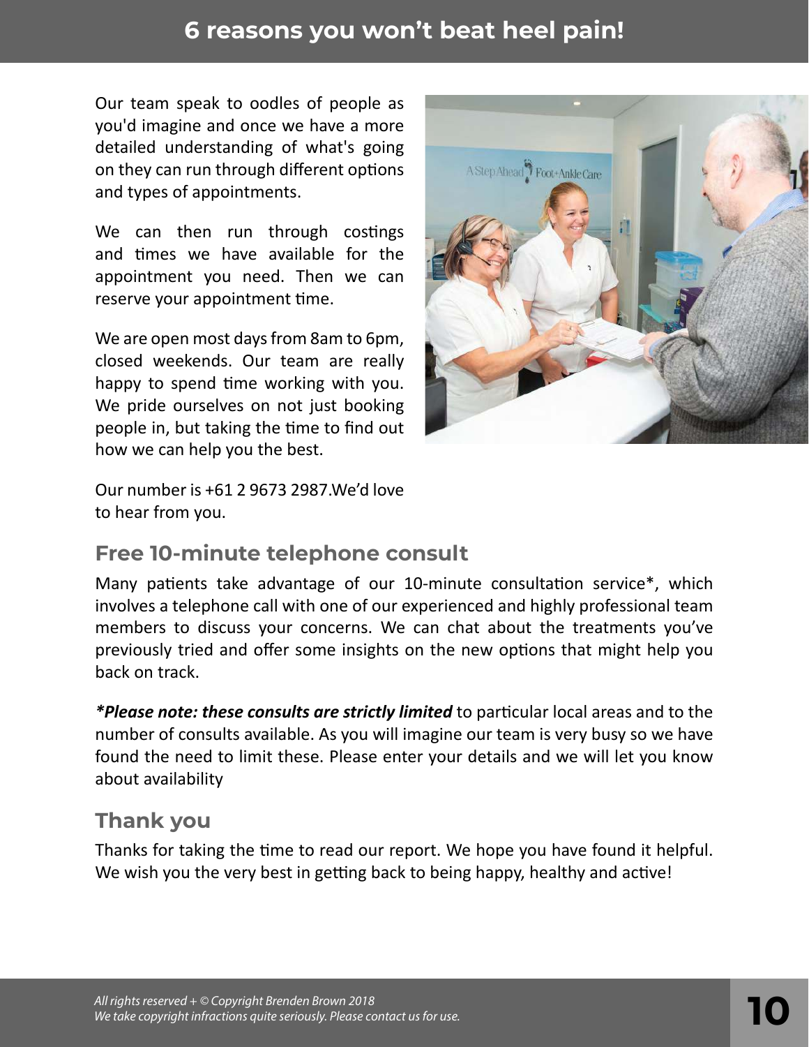Our team speak to oodles of people as you'd imagine and once we have a more detailed understanding of what's going on they can run through different options and types of appointments.

We can then run through costings and times we have available for the appointment you need. Then we can reserve your appointment time.

We are open most days from 8am to 6pm, closed weekends. Our team are really happy to spend time working with you. We pride ourselves on not just booking people in, but taking the time to find out how we can help you the best.

Our number is +61 2 9673 2987.We'd love to hear from you.

## Free 10-minute telephone consult

Many patients take advantage of our 10-minute consultation service*, which involves a telephone call with one of our experienced and highly professional team members to discuss your concerns. We can chat about the treatments you've previously tried and offer some insights on the new options that might help you back on track.

***Please note: these consults are strictly limited** to particular local areas and to the number of consults available. As you will imagine our team is very busy so we have found the need to limit these. Please enter your details and we will let you know about availability

## Thank you

Thanks for taking the time to read our report. We hope you have found it helpful. We wish you the very best in getting back to being happy, healthy and active!

*All rights reserved + © Copyright Brenden Brown 2018*
*We take copyright infractions quite seriously. Please contact us for use.*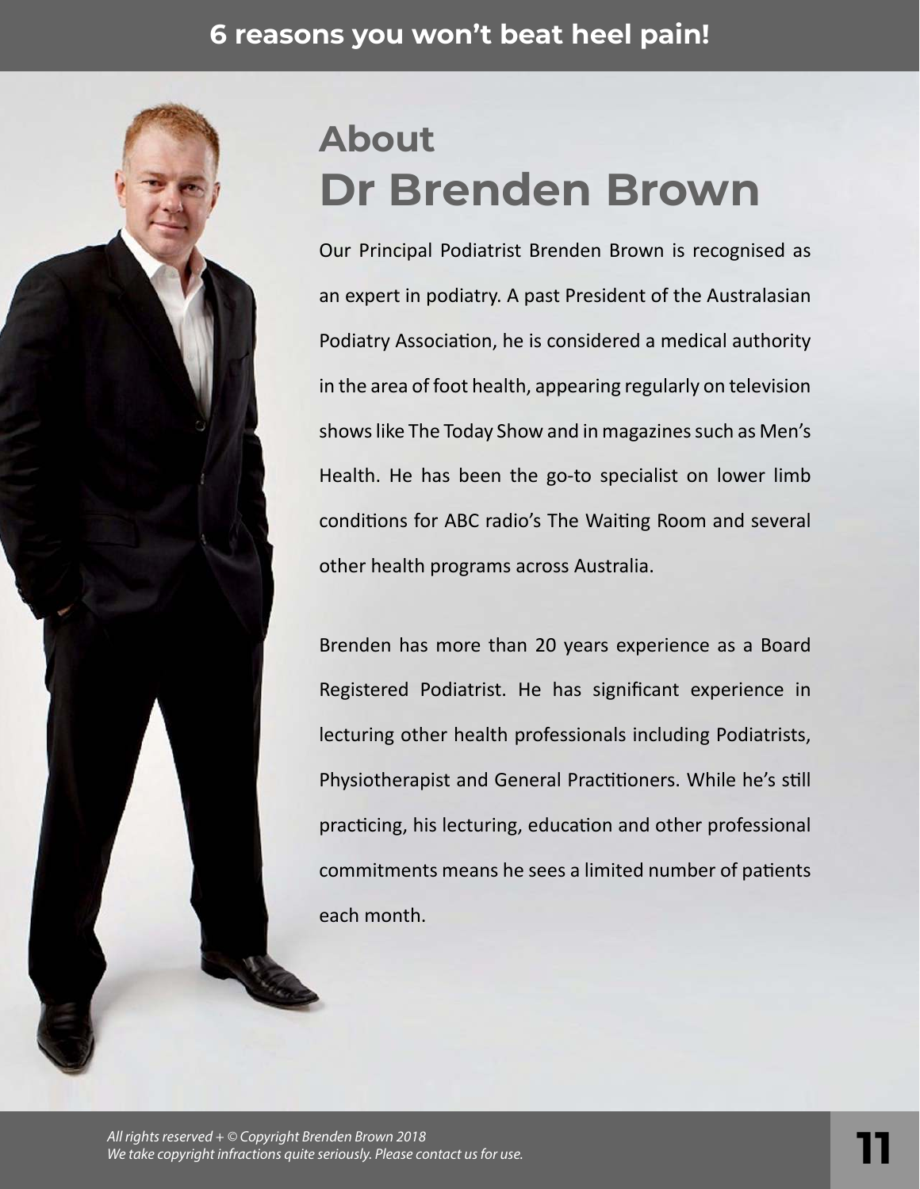# About Dr Brenden Brown

Our Principal Podiatrist Brenden Brown is recognised as an expert in podiatry. A past President of the Australasian Podiatry Association, he is considered a medical authority in the area of foot health, appearing regularly on television shows like The Today Show and in magazines such as Men's Health. He has been the go-to specialist on lower limb conditions for ABC radio's The Waiting Room and several other health programs across Australia.

Brenden has more than 20 years experience as a Board Registered Podiatrist. He has significant experience in lecturing other health professionals including Podiatrists, Physiotherapist and General Practitioners. While he's still practicing, his lecturing, education and other professional commitments means he sees a limited number of patients each month.

*All rights reserved + © Copyright Brenden Brown 2018*
*We take copyright infractions quite seriously. Please contact us for use.*